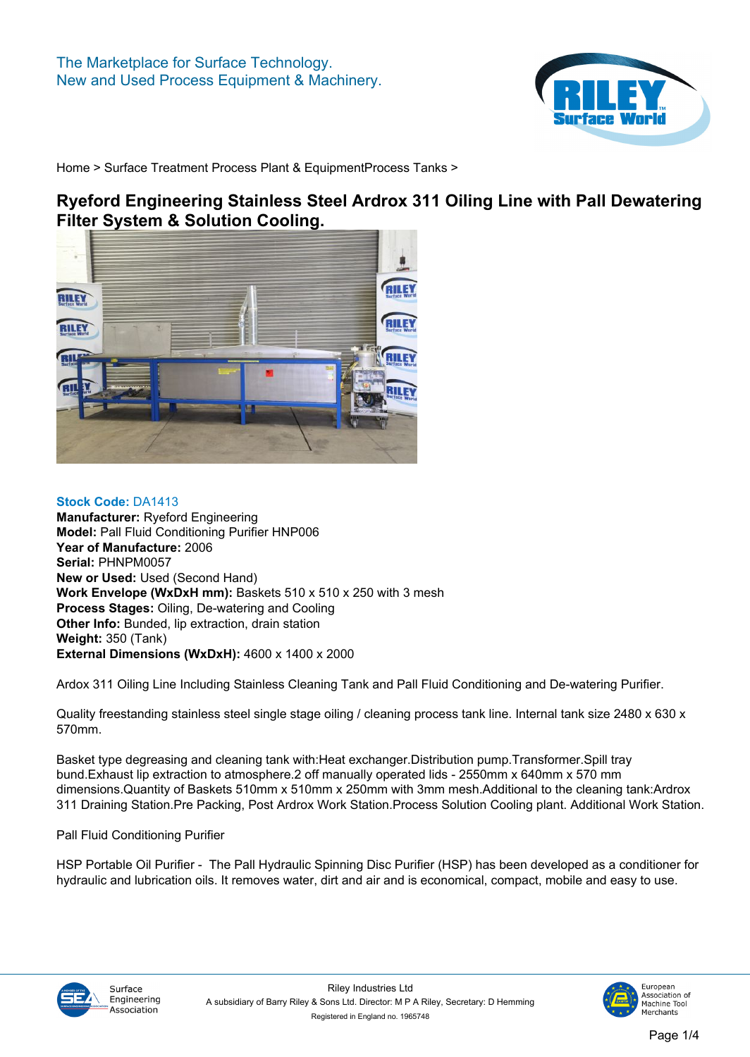The Marketplace for Surface Technology.
New and Used Process Equipment & Machinery.

Home > Surface Treatment Process Plant & EquipmentProcess Tanks >

# Ryeford Engineering Stainless Steel Ardrox 311 Oiling Line with Pall Dewatering Filter System & Solution Cooling.

**Stock Code:** DA1413
**Manufacturer:** Ryeford Engineering
**Model:** Pall Fluid Conditioning Purifier HNP006
**Year of Manufacture:** 2006
**Serial:** PHNPM0057
**New or Used:** Used (Second Hand)
**Work Envelope (WxDxH mm):** Baskets 510 x 510 x 250 with 3 mesh
**Process Stages:** Oiling, De-watering and Cooling
**Other Info:** Bunded, lip extraction, drain station
**Weight:** 350 (Tank)
**External Dimensions (WxDxH):** 4600 x 1400 x 2000

Ardox 311 Oiling Line Including Stainless Cleaning Tank and Pall Fluid Conditioning and De-watering Purifier.

Quality freestanding stainless steel single stage oiling / cleaning process tank line. Internal tank size 2480 x 630 x 570mm.

Basket type degreasing and cleaning tank with:Heat exchanger.Distribution pump.Transformer.Spill tray bund.Exhaust lip extraction to atmosphere.2 off manually operated lids - 2550mm x 640mm x 570 mm dimensions.Quantity of Baskets 510mm x 510mm x 250mm with 3mm mesh.Additional to the cleaning tank:Ardrox 311 Draining Station.Pre Packing, Post Ardrox Work Station.Process Solution Cooling plant. Additional Work Station.

Pall Fluid Conditioning Purifier

HSP Portable Oil Purifier - The Pall Hydraulic Spinning Disc Purifier (HSP) has been developed as a conditioner for hydraulic and lubrication oils. It removes water, dirt and air and is economical, compact, mobile and easy to use.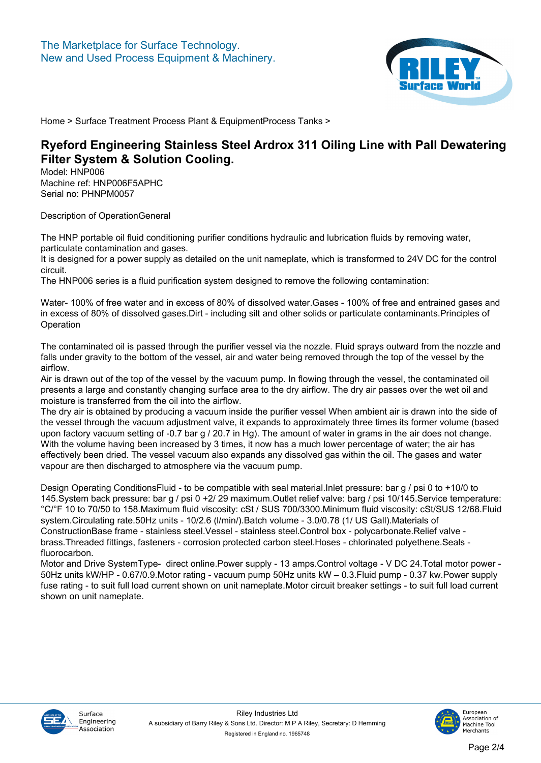The Marketplace for Surface Technology.
New and Used Process Equipment & Machinery.

Home > Surface Treatment Process Plant & EquipmentProcess Tanks >

# Ryeford Engineering Stainless Steel Ardrox 311 Oiling Line with Pall Dewatering Filter System & Solution Cooling.

Model: HNP006
Machine ref: HNP006F5APHC
Serial no: PHNPM0057

Description of OperationGeneral

The HNP portable oil fluid conditioning purifier conditions hydraulic and lubrication fluids by removing water, particulate contamination and gases.
It is designed for a power supply as detailed on the unit nameplate, which is transformed to 24V DC for the control circuit.
The HNP006 series is a fluid purification system designed to remove the following contamination:

Water- 100% of free water and in excess of 80% of dissolved water.Gases - 100% of free and entrained gases and in excess of 80% of dissolved gases.Dirt - including silt and other solids or particulate contaminants.Principles of Operation

The contaminated oil is passed through the purifier vessel via the nozzle. Fluid sprays outward from the nozzle and falls under gravity to the bottom of the vessel, air and water being removed through the top of the vessel by the airflow.
Air is drawn out of the top of the vessel by the vacuum pump. In flowing through the vessel, the contaminated oil presents a large and constantly changing surface area to the dry airflow. The dry air passes over the wet oil and moisture is transferred from the oil into the airflow.
The dry air is obtained by producing a vacuum inside the purifier vessel When ambient air is drawn into the side of the vessel through the vacuum adjustment valve, it expands to approximately three times its former volume (based upon factory vacuum setting of -0.7 bar g / 20.7 in Hg). The amount of water in grams in the air does not change. With the volume having been increased by 3 times, it now has a much lower percentage of water; the air has effectively been dried. The vessel vacuum also expands any dissolved gas within the oil. The gases and water vapour are then discharged to atmosphere via the vacuum pump.

Design Operating ConditionsFluid - to be compatible with seal material.Inlet pressure: bar g / psi 0 to +10/0 to 145.System back pressure: bar g / psi 0 +2/ 29 maximum.Outlet relief valve: barg / psi 10/145.Service temperature: °C/°F 10 to 70/50 to 158.Maximum fluid viscosity: cSt / SUS 700/3300.Minimum fluid viscosity: cSt/SUS 12/68.Fluid system.Circulating rate.50Hz units - 10/2.6 (l/min/).Batch volume - 3.0/0.78 (1/ US Gall).Materials of ConstructionBase frame - stainless steel.Vessel - stainless steel.Control box - polycarbonate.Relief valve - brass.Threaded fittings, fasteners - corrosion protected carbon steel.Hoses - chlorinated polyethene.Seals - fluorocarbon.
Motor and Drive SystemType- direct online.Power supply - 13 amps.Control voltage - V DC 24.Total motor power - 50Hz units kW/HP - 0.67/0.9.Motor rating - vacuum pump 50Hz units kW – 0.3.Fluid pump - 0.37 kw.Power supply fuse rating - to suit full load current shown on unit nameplate.Motor circuit breaker settings - to suit full load current shown on unit nameplate.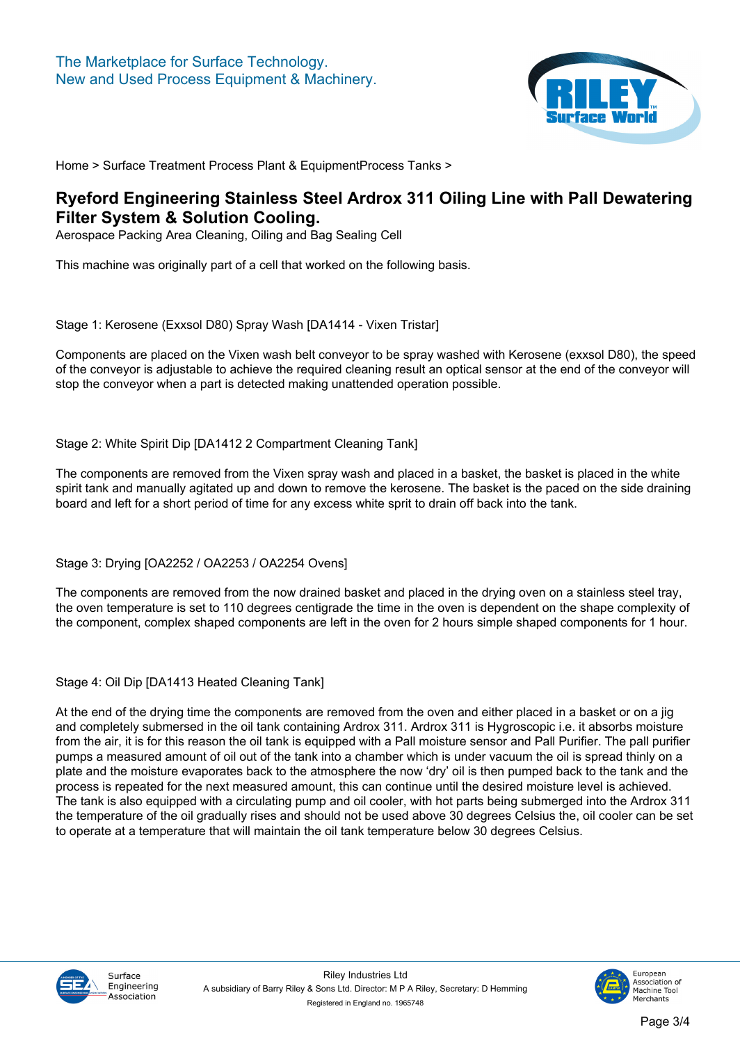The Marketplace for Surface Technology.
New and Used Process Equipment & Machinery.

Home > Surface Treatment Process Plant & EquipmentProcess Tanks >

# Ryeford Engineering Stainless Steel Ardrox 311 Oiling Line with Pall Dewatering Filter System & Solution Cooling.

Aerospace Packing Area Cleaning, Oiling and Bag Sealing Cell

This machine was originally part of a cell that worked on the following basis.

Stage 1: Kerosene (Exxsol D80) Spray Wash [DA1414 - Vixen Tristar]

Components are placed on the Vixen wash belt conveyor to be spray washed with Kerosene (exxsol D80), the speed of the conveyor is adjustable to achieve the required cleaning result an optical sensor at the end of the conveyor will stop the conveyor when a part is detected making unattended operation possible.

Stage 2: White Spirit Dip [DA1412 2 Compartment Cleaning Tank]

The components are removed from the Vixen spray wash and placed in a basket, the basket is placed in the white spirit tank and manually agitated up and down to remove the kerosene. The basket is the paced on the side draining board and left for a short period of time for any excess white sprit to drain off back into the tank.

Stage 3: Drying [OA2252 / OA2253 / OA2254 Ovens]

The components are removed from the now drained basket and placed in the drying oven on a stainless steel tray, the oven temperature is set to 110 degrees centigrade the time in the oven is dependent on the shape complexity of the component, complex shaped components are left in the oven for 2 hours simple shaped components for 1 hour.

Stage 4: Oil Dip [DA1413 Heated Cleaning Tank]

At the end of the drying time the components are removed from the oven and either placed in a basket or on a jig and completely submersed in the oil tank containing Ardrox 311. Ardrox 311 is Hygroscopic i.e. it absorbs moisture from the air, it is for this reason the oil tank is equipped with a Pall moisture sensor and Pall Purifier. The pall purifier pumps a measured amount of oil out of the tank into a chamber which is under vacuum the oil is spread thinly on a plate and the moisture evaporates back to the atmosphere the now 'dry' oil is then pumped back to the tank and the process is repeated for the next measured amount, this can continue until the desired moisture level is achieved. The tank is also equipped with a circulating pump and oil cooler, with hot parts being submerged into the Ardrox 311 the temperature of the oil gradually rises and should not be used above 30 degrees Celsius the, oil cooler can be set to operate at a temperature that will maintain the oil tank temperature below 30 degrees Celsius.

Riley Industries Ltd
A subsidiary of Barry Riley & Sons Ltd. Director: M P A Riley, Secretary: D Hemming
Registered in England no. 1965748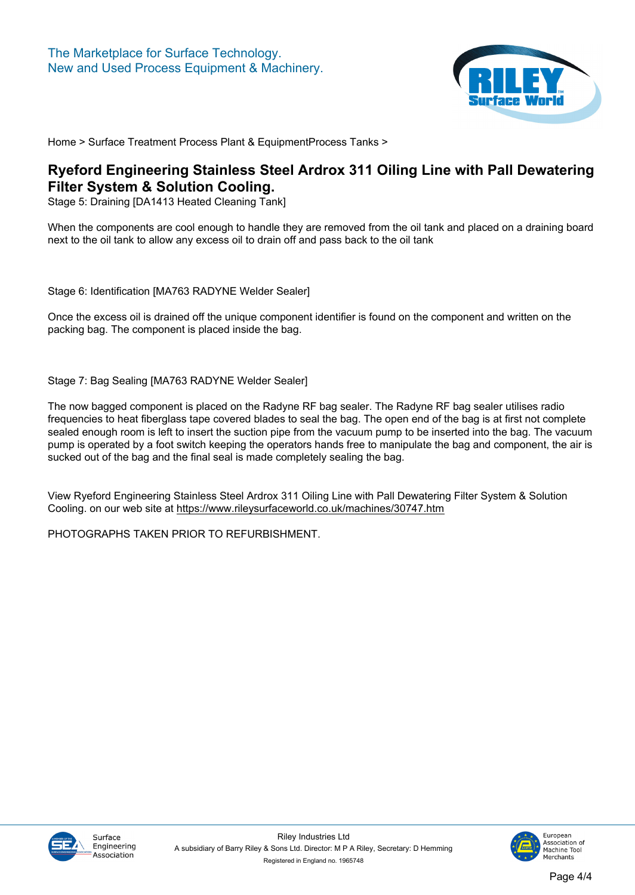Home > Surface Treatment Process Plant & EquipmentProcess Tanks >

## Ryeford Engineering Stainless Steel Ardrox 311 Oiling Line with Pall Dewatering Filter System & Solution Cooling.

Stage 5: Draining [DA1413 Heated Cleaning Tank]

When the components are cool enough to handle they are removed from the oil tank and placed on a draining board next to the oil tank to allow any excess oil to drain off and pass back to the oil tank

Stage 6: Identification [MA763 RADYNE Welder Sealer]

Once the excess oil is drained off the unique component identifier is found on the component and written on the packing bag. The component is placed inside the bag.

Stage 7: Bag Sealing [MA763 RADYNE Welder Sealer]

The now bagged component is placed on the Radyne RF bag sealer. The Radyne RF bag sealer utilises radio frequencies to heat fiberglass tape covered blades to seal the bag. The open end of the bag is at first not complete sealed enough room is left to insert the suction pipe from the vacuum pump to be inserted into the bag. The vacuum pump is operated by a foot switch keeping the operators hands free to manipulate the bag and component, the air is sucked out of the bag and the final seal is made completely sealing the bag.

View Ryeford Engineering Stainless Steel Ardrox 311 Oiling Line with Pall Dewatering Filter System & Solution Cooling. on our web site at https://www.rileysurfaceworld.co.uk/machines/30747.htm

PHOTOGRAPHS TAKEN PRIOR TO REFURBISHMENT.